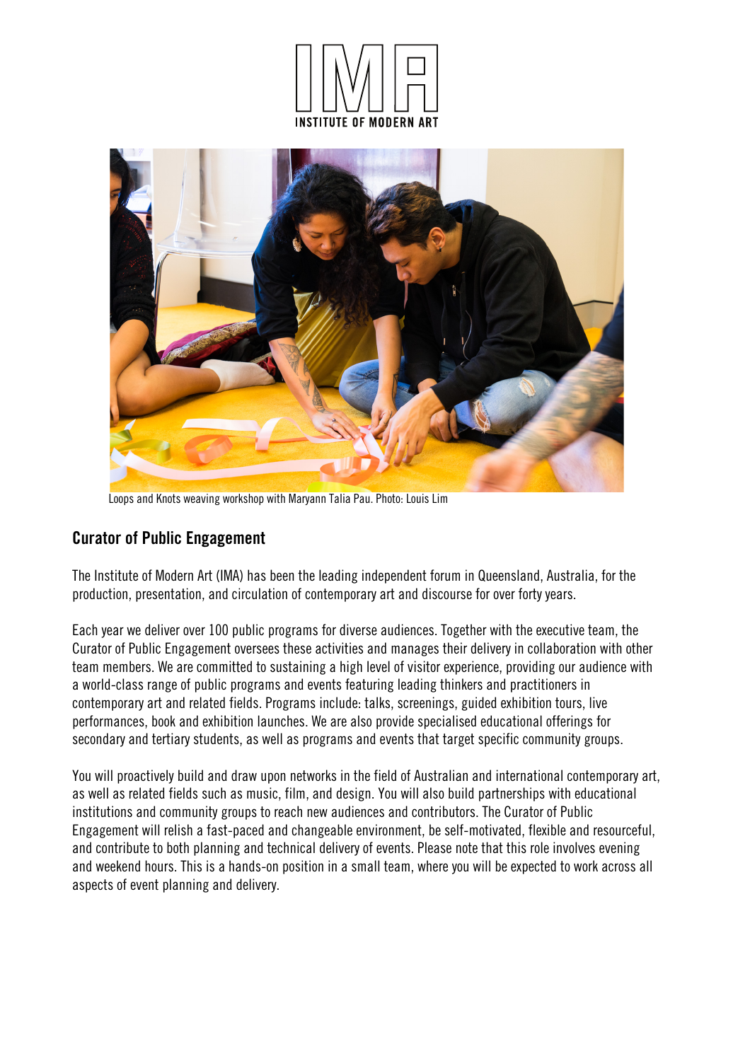INSTITUTE OF MODERN ART

Loops and Knots weaving workshop with Maryann Talia Pau. Photo: Louis Lim

## Curator of Public Engagement

The Institute of Modern Art (IMA) has been the leading independent forum in Queensland, Australia, for the production, presentation, and circulation of contemporary art and discourse for over forty years.

Each year we deliver over 100 public programs for diverse audiences. Together with the executive team, the Curator of Public Engagement oversees these activities and manages their delivery in collaboration with other team members. We are committed to sustaining a high level of visitor experience, providing our audience with a world-class range of public programs and events featuring leading thinkers and practitioners in contemporary art and related fields. Programs include: talks, screenings, guided exhibition tours, live performances, book and exhibition launches. We are also provide specialised educational offerings for secondary and tertiary students, as well as programs and events that target specific community groups.

You will proactively build and draw upon networks in the field of Australian and international contemporary art, as well as related fields such as music, film, and design. You will also build partnerships with educational institutions and community groups to reach new audiences and contributors. The Curator of Public Engagement will relish a fast-paced and changeable environment, be self-motivated, flexible and resourceful, and contribute to both planning and technical delivery of events. Please note that this role involves evening and weekend hours. This is a hands-on position in a small team, where you will be expected to work across all aspects of event planning and delivery.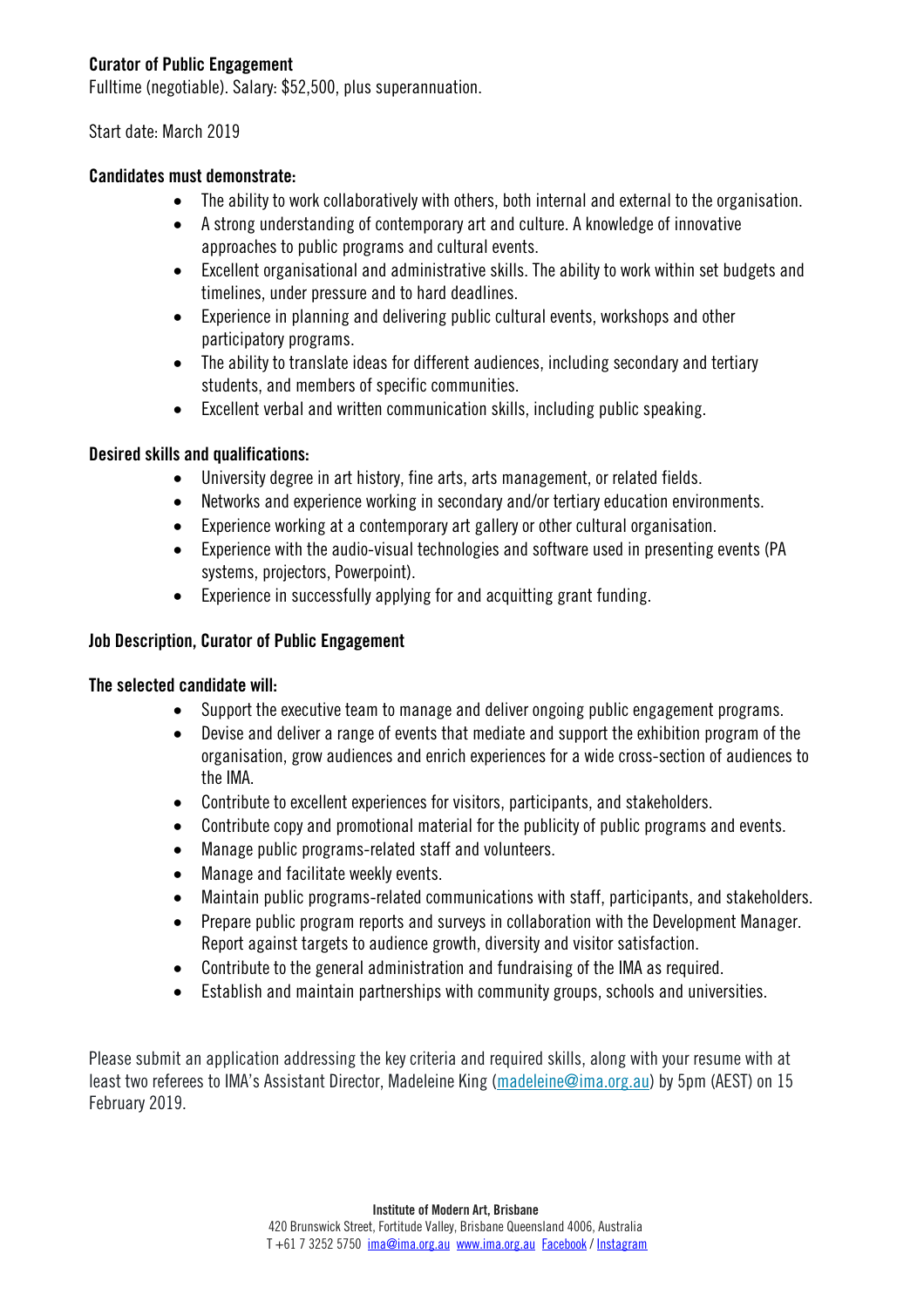**Curator of Public Engagement**
Fulltime (negotiable). Salary: $52,500, plus superannuation.

Start date: March 2019

**Candidates must demonstrate:**

- The ability to work collaboratively with others, both internal and external to the organisation.
- A strong understanding of contemporary art and culture. A knowledge of innovative approaches to public programs and cultural events.
- Excellent organisational and administrative skills. The ability to work within set budgets and timelines, under pressure and to hard deadlines.
- Experience in planning and delivering public cultural events, workshops and other participatory programs.
- The ability to translate ideas for different audiences, including secondary and tertiary students, and members of specific communities.
- Excellent verbal and written communication skills, including public speaking.

**Desired skills and qualifications:**

- University degree in art history, fine arts, arts management, or related fields.
- Networks and experience working in secondary and/or tertiary education environments.
- Experience working at a contemporary art gallery or other cultural organisation.
- Experience with the audio-visual technologies and software used in presenting events (PA systems, projectors, Powerpoint).
- Experience in successfully applying for and acquitting grant funding.

**Job Description, Curator of Public Engagement**

**The selected candidate will:**

- Support the executive team to manage and deliver ongoing public engagement programs.
- Devise and deliver a range of events that mediate and support the exhibition program of the organisation, grow audiences and enrich experiences for a wide cross-section of audiences to the IMA.
- Contribute to excellent experiences for visitors, participants, and stakeholders.
- Contribute copy and promotional material for the publicity of public programs and events.
- Manage public programs-related staff and volunteers.
- Manage and facilitate weekly events.
- Maintain public programs-related communications with staff, participants, and stakeholders.
- Prepare public program reports and surveys in collaboration with the Development Manager. Report against targets to audience growth, diversity and visitor satisfaction.
- Contribute to the general administration and fundraising of the IMA as required.
- Establish and maintain partnerships with community groups, schools and universities.

Please submit an application addressing the key criteria and required skills, along with your resume with at least two referees to IMA's Assistant Director, Madeleine King (madeleine@ima.org.au) by 5pm (AEST) on 15 February 2019.

**Institute of Modern Art, Brisbane**
420 Brunswick Street, Fortitude Valley, Brisbane Queensland 4006, Australia
T +61 7 3252 5750 ima@ima.org.au www.ima.org.au Facebook / Instagram